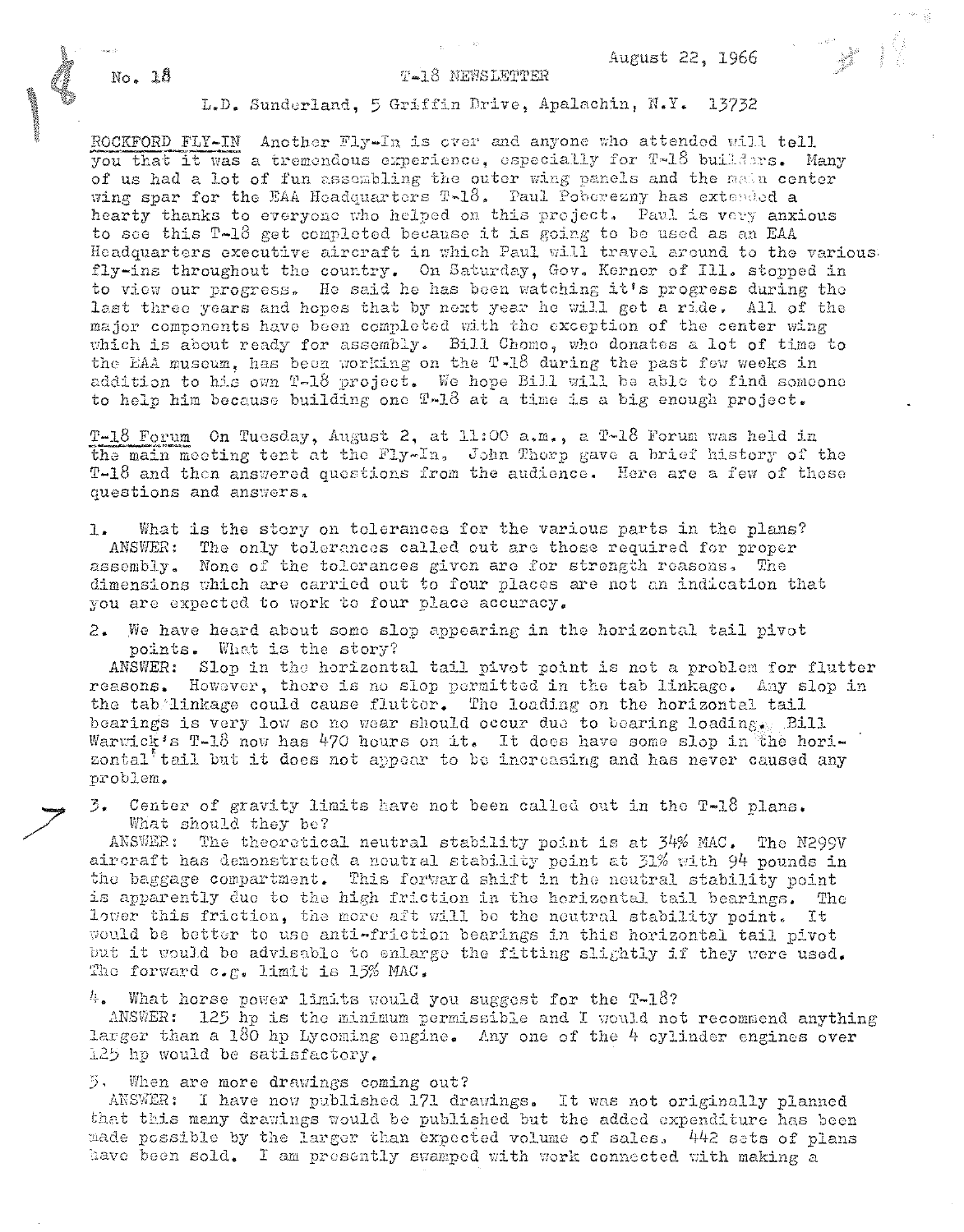No. 18

August 22, 1966

# T-18 NEWSLETTER

L.D. Sunderland, 5 Griffin Drive, Apalachin, N.Y. 13732

ROCKFORD FLY-IN Another Fly-In is over and anyone who attended will tell you that it was a tremendous experience, especially for T-18 builders. Many of us had a lot of fun assembling the outer wing panels and the main center wing spar for the EAA Headquarters T-18. Paul Poberezny has extended a hearty thanks to everyone who helped on this project. Paul is very anxious to see this T-18 get completed because it is going to be used as an EAA Headquarters executive aircraft in which Paul will travel around to the various fly-ins throughout the country. On Saturday, Gov. Kerner of Ill. stopped in to view our progress. He said he has been watching it's progress during the last three years and hopes that by next year he will get a ride. All of the major components have been completed with the exception of the center wing which is about ready for assembly. Bill Chomo, who donates a lot of time to the EAA museum, has been working on the T-18 during the past few weeks in addition to his own T-18 project. We hope Bill will be able to find someone to help him because building one T-18 at a time is a big enough project.

T-18 Forum On Tuesday, August 2, at 11:00 a.m., a T-18 Forum was held in the main meeting tent at the Fly-In. John Thorp gave a brief history of the T-18 and then answered questions from the audience. Here are a few of these questions and answers.

1. What is the story on tolerances for the various parts in the plans?
   ANSWER: The only tolerances called out are those required for proper assembly. None of the tolerances given are for strength reasons. The dimensions which are carried out to four places are not an indication that you are expected to work to four place accuracy.

2. We have heard about some slop appearing in the horizontal tail pivot points. What is the story?
   ANSWER: Slop in the horizontal tail pivot point is not a problem for flutter reasons. However, there is no slop permitted in the tab linkage. Any slop in the tab linkage could cause flutter. The loading on the horizontal tail bearings is very low so no wear should occur due to bearing loading. Bill Warwick's T-18 now has 470 hours on it. It does have some slop in the horizontal tail but it does not appear to be increasing and has never caused any problem.

3. Center of gravity limits have not been called out in the T-18 plans. What should they be?
   ANSWER: The theoretical neutral stability point is at 34% MAC. The N299V aircraft has demonstrated a neutral stability point at 31% with 94 pounds in the baggage compartment. This forward shift in the neutral stability point is apparently due to the high friction in the horizontal tail bearings. The lower this friction, the more aft will be the neutral stability point. It would be better to use anti-friction bearings in this horizontal tail pivot but it would be advisable to enlarge the fitting slightly if they were used. The forward c.g. limit is 15% MAC.

4. What horse power limits would you suggest for the T-18?
   ANSWER: 125 hp is the minimum permissible and I would not recommend anything larger than a 180 hp Lycoming engine. Any one of the 4 cylinder engines over 125 hp would be satisfactory.

5. When are more drawings coming out?
   ANSWER: I have now published 171 drawings. It was not originally planned that this many drawings would be published but the added expenditure has been made possible by the larger than expected volume of sales. 442 sets of plans have been sold. I am presently swamped with work connected with making a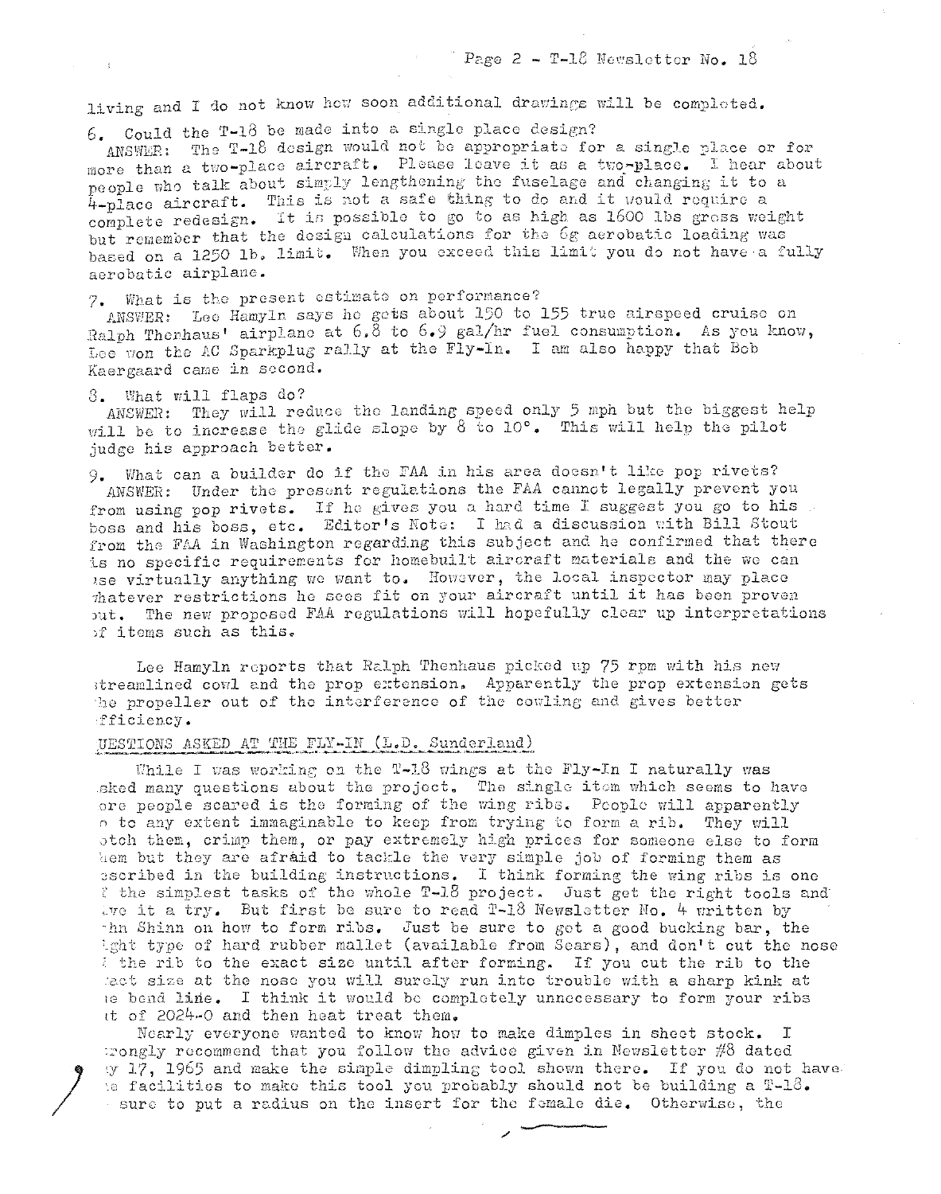living and I do not know how soon additional drawings will be completed.

6. Could the T-18 be made into a single place design?
ANSWER: The T-18 design would not be appropriate for a single place or for more than a two-place aircraft. Please leave it as a two-place. I hear about people who talk about simply lengthening the fuselage and changing it to a 4-place aircraft. This is not a safe thing to do and it would require a complete redesign. It is possible to go to as high as 1600 lbs gross weight but remember that the design calculations for the 6g aerobatic loading was based on a 1250 lb. limit. When you exceed this limit you do not have a fully aerobatic airplane.

7. What is the present estimate on performance?
ANSWER: Lee Hamyln says he gets about 150 to 155 true airspeed cruise on Ralph Thenhaus' airplane at 6.8 to 6.9 gal/hr fuel consumption. As you know, Lee won the AC Sparkplug rally at the Fly-In. I am also happy that Bob Kaergaard came in second.

8. What will flaps do?
ANSWER: They will reduce the landing speed only 5 mph but the biggest help will be to increase the glide slope by 8 to 10°. This will help the pilot judge his approach better.

9. What can a builder do if the FAA in his area doesn't like pop rivets?
ANSWER: Under the present regulations the FAA cannot legally prevent you from using pop rivets. If he gives you a hard time I suggest you go to his boss and his boss, etc. Editor's Note: I had a discussion with Bill Stout from the FAA in Washington regarding this subject and he confirmed that there is no specific requirements for homebuilt aircraft materials and the we can use virtually anything we want to. However, the local inspector may place whatever restrictions he sees fit on your aircraft until it has been proven out. The new proposed FAA regulations will hopefully clear up interpretations of items such as this.

Lee Hamyln reports that Ralph Thenhaus picked up 75 rpm with his new streamlined cowl and the prop extension. Apparently the prop extension gets the propeller out of the interference of the cowling and gives better efficiency.

QUESTIONS ASKED AT THE FLY-IN (L.D. Sunderland)

While I was working on the T-18 wings at the Fly-In I naturally was asked many questions about the project. The single item which seems to have more people scared is the forming of the wing ribs. People will apparently go to any extent immaginable to keep from trying to form a rib. They will notch them, crimp them, or pay extremely high prices for someone else to form them but they are afraid to tackle the very simple job of forming them as described in the building instructions. I think forming the wing ribs is one of the simplest tasks of the whole T-18 project. Just get the right tools and give it a try. But first be sure to read T-18 Newsletter No. 4 written by John Shinn on how to form ribs. Just be sure to get a good bucking bar, the right type of hard rubber mallet (available from Sears), and don't cut the nose of the rib to the exact size until after forming. If you cut the rib to the exact size at the nose you will surely run into trouble with a sharp kink at the bend line. I think it would be completely unnecessary to form your ribs out of 2024-0 and then heat treat them.

Nearly everyone wanted to know how to make dimples in sheet stock. I strongly recommend that you follow the advice given in Newsletter #8 dated May 17, 1965 and make the simple dimpling tool shown there. If you do not have the facilities to make this tool you probably should not be building a T-18. Be sure to put a radius on the insert for the female die. Otherwise, the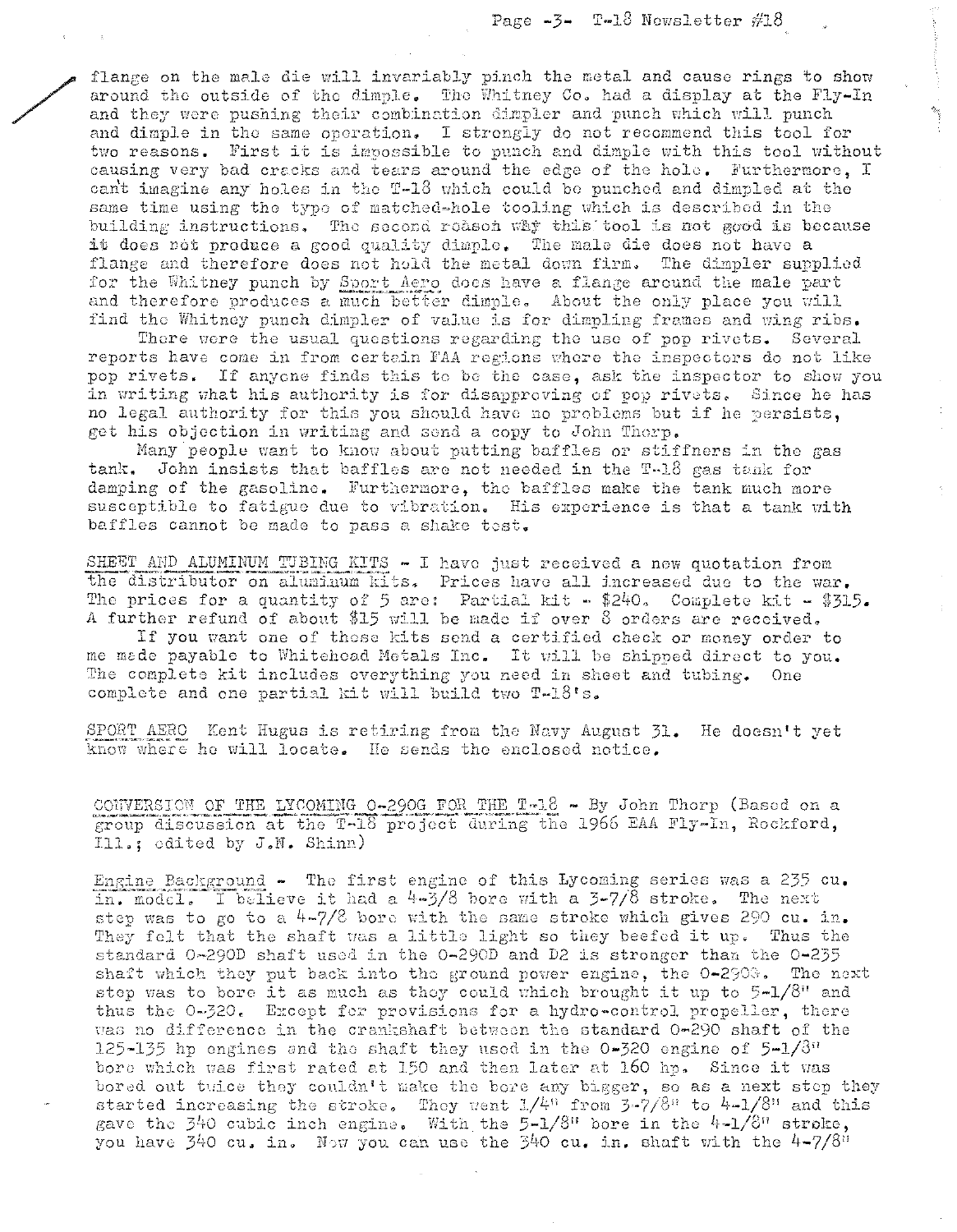flange on the male die will invariably pinch the metal and cause rings to show around the outside of the dimple. The Whitney Co. had a display at the Fly-In and they were pushing their combination dimpler and punch which will punch and dimple in the same operation. I strongly do not recommend this tool for two reasons. First it is impossible to punch and dimple with this tool without causing very bad cracks and tears around the edge of the hole. Furthermore, I can't imagine any holes in the T-18 which could be punched and dimpled at the same time using the type of matched-hole tooling which is described in the building instructions. The second reason why this tool is not good is because it does not produce a good quality dimple. The male die does not have a flange and therefore does not hold the metal down firm. The dimpler supplied for the Whitney punch by Sport Aero does have a flange around the male part and therefore produces a much better dimple. About the only place you will find the Whitney punch dimpler of value is for dimpling frames and wing ribs.

There were the usual questions regarding the use of pop rivets. Several reports have come in from certain FAA regions where the inspectors do not like pop rivets. If anyone finds this to be the case, ask the inspector to show you in writing what his authority is for disapproving of pop rivets. Since he has no legal authority for this you should have no problems but if he persists, get his objection in writing and send a copy to John Thorp.

Many people want to know about putting baffles or stiffners in the gas tank. John insists that baffles are not needed in the T-18 gas tank for damping of the gasoline. Furthermore, the baffles make the tank much more susceptible to fatigue due to vibration. His experience is that a tank with baffles cannot be made to pass a shake test.

SHEET AND ALUMINUM TUBING KITS - I have just received a new quotation from the distributor on aluminum kits. Prices have all increased due to the war. The prices for a quantity of 5 are: Partial kit - $240. Complete kit - $315. A further refund of about $15 will be made if over 8 orders are received.

If you want one of these kits send a certified check or money order to me made payable to Whitehead Metals Inc. It will be shipped direct to you. The complete kit includes everything you need in sheet and tubing. One complete and one partial kit will build two T-18's.

SPORT AERO Kent Hugus is retiring from the Navy August 31. He doesn't yet know where he will locate. He sends the enclosed notice.

CONVERSION OF THE LYCOMING O-290G FOR THE T-18 - By John Thorp (Based on a group discussion at the T-18 project during the 1966 EAA Fly-In, Rockford, Ill.; edited by J.N. Shinn)

Engine Background - The first engine of this Lycoming series was a 235 cu. in. model. I believe it had a 4-3/8 bore with a 3-7/8 stroke. The next step was to go to a 4-7/8 bore with the same stroke which gives 290 cu. in. They felt that the shaft was a little light so they beefed it up. Thus the standard O-290D shaft used in the O-290D and D2 is stronger than the O-235 shaft which they put back into the ground power engine, the O-290G. The next step was to bore it as much as they could which brought it up to 5-1/8" and thus the O-320. Except for provisions for a hydro-control propeller, there was no difference in the crankshaft between the standard O-290 shaft of the 125-135 hp engines and the shaft they used in the O-320 engine of 5-1/8" bore which was first rated at 150 and then later at 160 hp. Since it was bored out twice they couldn't make the bore any bigger, so as a next step they started increasing the stroke. They went 1/4" from 3-7/8" to 4-1/8" and this gave the 340 cubic inch engine. With the 5-1/8" bore in the 4-1/8" stroke, you have 340 cu. in. Now you can use the 340 cu. in. shaft with the 4-7/8"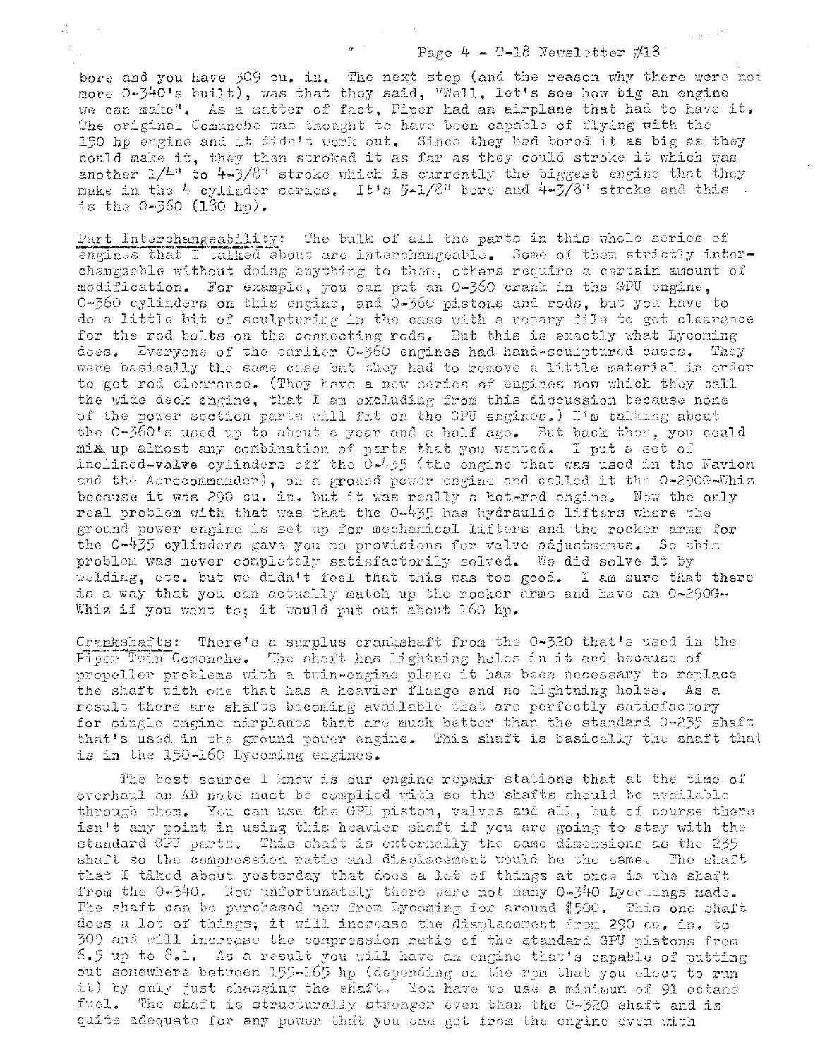bore and you have 309 cu. in. The next step (and the reason why there were not more O-340's built), was that they said, "Well, let's see how big an engine we can make". As a matter of fact, Piper had an airplane that had to have it. The original Comanche was thought to have been capable of flying with the 150 hp engine and it didn't work out. Since they had bored it as big as they could make it, they then stroked it as far as they could stroke it which was another 1/4" to 4-3/8" stroke which is currently the biggest engine that they make in the 4 cylinder series. It's 5-1/8" bore and 4-3/8" stroke and this is the O-360 (180 hp).

Part Interchangeability: The bulk of all the parts in this whole series of engines that I talked about are interchangeable. Some of them strictly interchangeable without doing anything to them, others require a certain amount of modification. For example, you can put an O-360 crank in the GPU engine, O-360 cylinders on this engine, and O-360 pistons and rods, but you have to do a little bit of sculpturing in the case with a rotary file to get clearance for the rod bolts on the connecting rods. But this is exactly what Lycoming does. Everyone of the earlier O-360 engines had hand-sculptured cases. They were basically the same case but they had to remove a little material in order to get rod clearance. (They have a new series of engines now which they call the wide deck engine, that I am excluding from this discussion because none of the power section parts will fit on the GPU engines.) I'm talking about the O-360's used up to about a year and a half ago. But back then, you could mix up almost any combination of parts that you wanted. I put a set of inclined-valve cylinders off the O-435 (the engine that was used in the Navion and the Aerocommander), on a ground power engine and called it the O-290G-Whiz because it was 290 cu. in. but it was really a hot-rod engine. Now the only real problem with that was that the O-435 has hydraulic lifters where the ground power engine is set up for mechanical lifters and the rocker arms for the O-435 cylinders gave you no provisions for valve adjustments. So this problem was never completely satisfactorily solved. We did solve it by welding, etc. but we didn't feel that this was too good. I am sure that there is a way that you can actually match up the rocker arms and have an O-290G-Whiz if you want to; it would put out about 160 hp.

Crankshafts: There's a surplus crankshaft from the O-320 that's used in the Piper Twin Comanche. The shaft has lightning holes in it and because of propeller problems with a twin-engine plane it has been necessary to replace the shaft with one that has a heavier flange and no lightning holes. As a result there are shafts becoming available that are perfectly satisfactory for single engine airplanes that are much better than the standard O-235 shaft that's used in the ground power engine. This shaft is basically the shaft that is in the 150-160 Lycoming engines.

The best source I know is our engine repair stations that at the time of overhaul an AD note must be complied with so the shafts should be available through them. You can use the GPU piston, valves and all, but of course there isn't any point in using this heavier shaft if you are going to stay with the standard GPU parts. This shaft is externally the same dimensions as the 235 shaft so the compression ratio and displacement would be the same. The shaft that I talked about yesterday that does a lot of things at once is the shaft from the O-340. Now unfortunately there were not many O-340 Lycomings made. The shaft can be purchased new from Lycoming for around $500. This one shaft does a lot of things; it will increase the displacement from 290 cu. in. to 309 and will increase the compression ratio of the standard GPU pistons from 6.5 up to 8.1. As a result you will have an engine that's capable of putting out somewhere between 155-165 hp (depending on the rpm that you elect to run it) by only just changing the shaft. You have to use a minimum of 91 octane fuel. The shaft is structurally stronger even than the O-320 shaft and is quite adequate for any power that you can get from the engine even with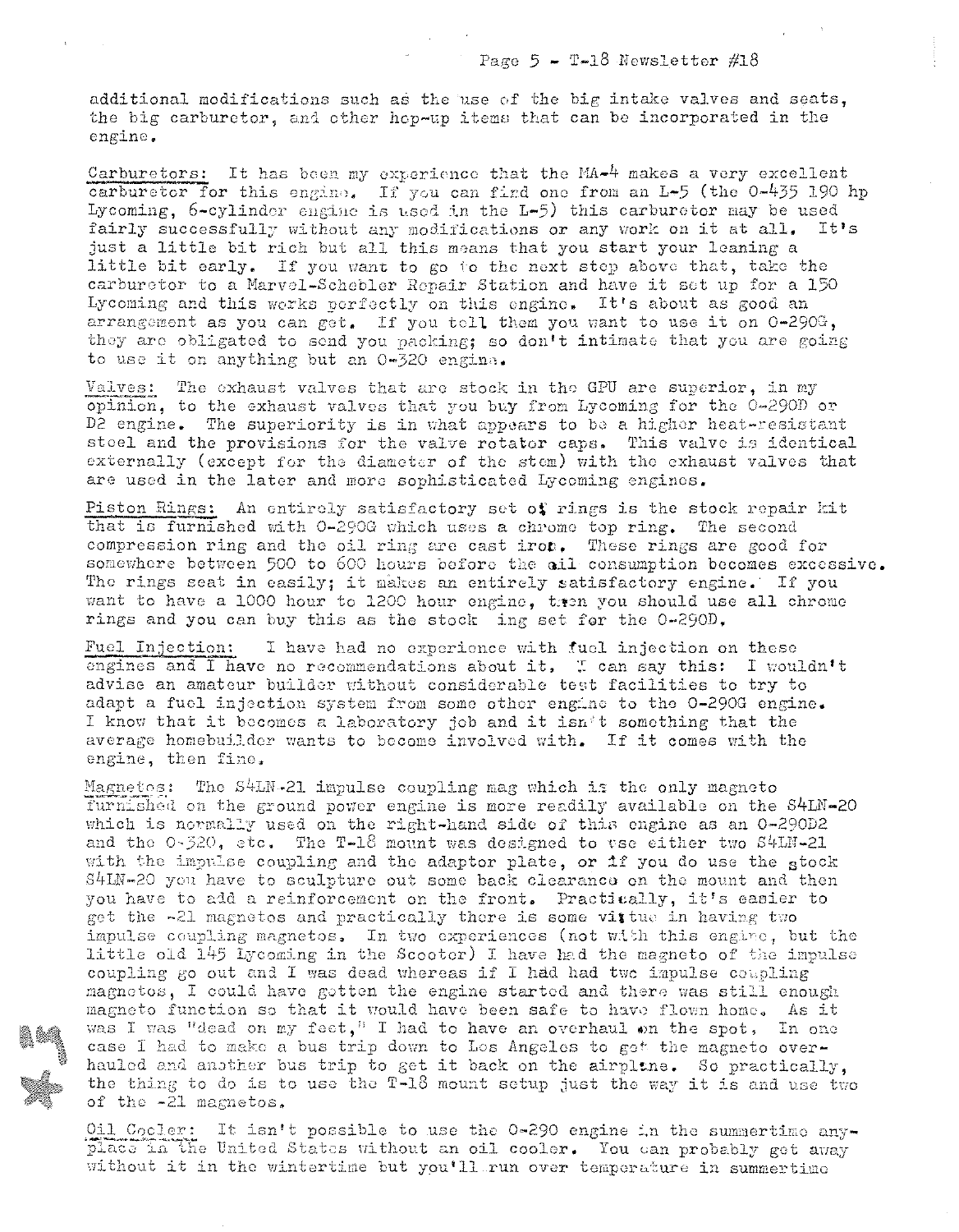additional modifications such as the use of the big intake valves and seats, the big carburetor, and other hop-up items that can be incorporated in the engine.

Carburetors: It has been my experience that the MA-4 makes a very excellent carburetor for this engine. If you can find one from an L-5 (the O-435 190 hp Lycoming, 6-cylinder engine is used in the L-5) this carburetor may be used fairly successfully without any modifications or any work on it at all. It's just a little bit rich but all this means that you start your leaning a little bit early. If you want to go to the next step above that, take the carburetor to a Marvel-Schebler Repair Station and have it set up for a 150 Lycoming and this works perfectly on this engine. It's about as good an arrangement as you can get. If you tell them you want to use it on O-290G, they are obligated to send you packing; so don't intimate that you are going to use it on anything but an O-320 engine.

Valves: The exhaust valves that are stock in the GPU are superior, in my opinion, to the exhaust valves that you buy from Lycoming for the O-290D or D2 engine. The superiority is in what appears to be a higher heat-resistant steel and the provisions for the valve rotator caps. This valve is identical externally (except for the diameter of the stem) with the exhaust valves that are used in the later and more sophisticated Lycoming engines.

Piston Rings: An entirely satisfactory set of rings is the stock repair kit that is furnished with O-290G which uses a chrome top ring. The second compression ring and the oil ring are cast iron. These rings are good for somewhere between 500 to 600 hours before the oil consumption becomes excessive. The rings seat in easily; it makes an entirely satisfactory engine. If you want to have a 1000 hour to 1200 hour engine, then you should use all chrome rings and you can buy this as the stock ing set for the O-290D.

Fuel Injection: I have had no experience with fuel injection on these engines and I have no recommendations about it. I can say this: I wouldn't advise an amateur builder without considerable test facilities to try to adapt a fuel injection system from some other engine to the O-290G engine. I know that it becomes a laboratory job and it isn't something that the average homebuilder wants to become involved with. If it comes with the engine, then fine.

Magnetos: The S4LN-21 impulse coupling mag which is the only magneto furnished on the ground power engine is more readily available on the S4LN-20 which is normally used on the right-hand side of this engine as an O-290D2 and the O-320, etc. The T-18 mount was designed to use either two S4LN-21 with the impulse coupling and the adaptor plate, or if you do use the stock S4LN-20 you have to sculpture out some back clearance on the mount and then you have to add a reinforcement on the front. Practically, it's easier to get the -21 magnetos and practically there is some virtue in having two impulse coupling magnetos. In two experiences (not with this engine, but the little old 145 Lycoming in the Scooter) I have had the magneto of the impulse coupling go out and I was dead whereas if I had had two impulse coupling magnetos, I could have gotten the engine started and there was still enough magneto function so that it would have been safe to have flown home. As it was I was "dead on my feet," I had to have an overhaul on the spot. In one case I had to make a bus trip down to Los Angeles to get the magneto overhauled and another bus trip to get it back on the airplane. So practically, the thing to do is to use the T-18 mount setup just the way it is and use two of the -21 magnetos.

Oil Cooler: It isn't possible to use the O-290 engine in the summertime anyplace in the United States without an oil cooler. You can probably get away without it in the wintertime but you'll run over temperature in summertime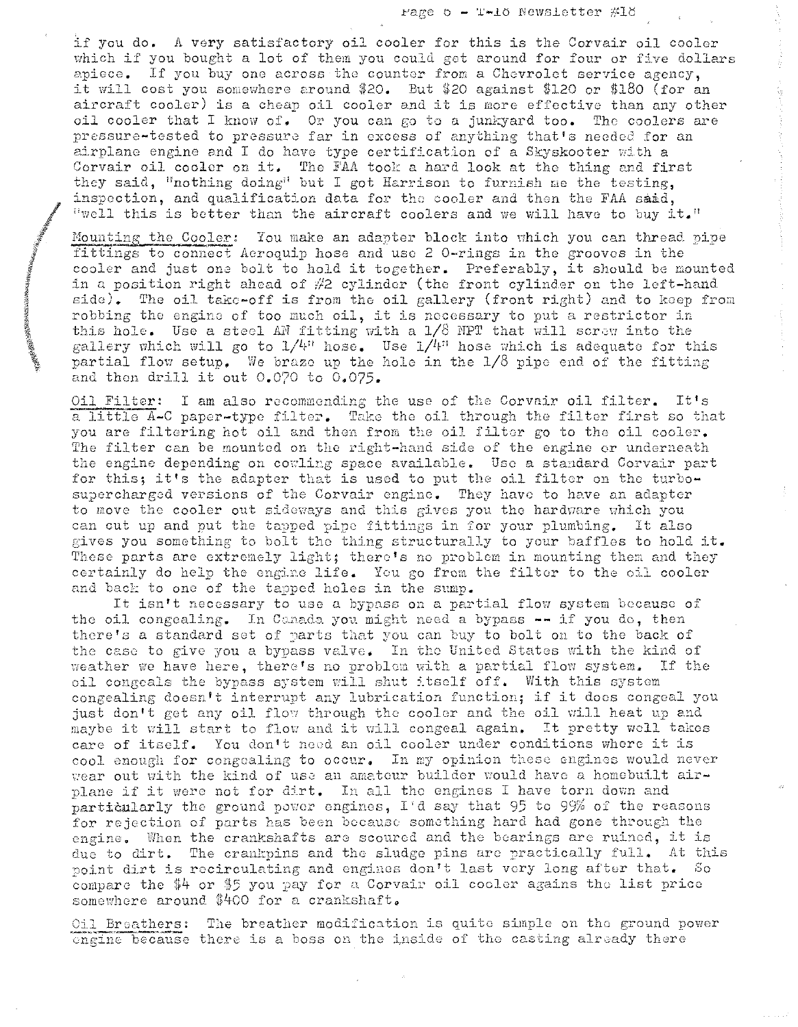if you do. A very satisfactory oil cooler for this is the Corvair oil cooler which if you bought a lot of them you could get around for four or five dollars apiece. If you buy one across the counter from a Chevrolet service agency, it will cost you somewhere around $20. But $20 against $120 or $180 (for an aircraft cooler) is a cheap oil cooler and it is more effective than any other oil cooler that I know of. Or you can go to a junkyard too. The coolers are pressure-tested to pressure far in excess of anything that's needed for an airplane engine and I do have type certification of a Skyskooter with a Corvair oil cooler on it. The FAA took a hard look at the thing and first they said, "nothing doing" but I got Harrison to furnish me the testing, inspection, and qualification data for the cooler and then the FAA said, "well this is better than the aircraft coolers and we will have to buy it."

Mounting the Cooler: You make an adapter block into which you can thread pipe fittings to connect Aeroquip hose and use 2 O-rings in the grooves in the cooler and just one bolt to hold it together. Preferably, it should be mounted in a position right ahead of #2 cylinder (the front cylinder on the left-hand side). The oil take-off is from the oil gallery (front right) and to keep from robbing the engine of too much oil, it is necessary to put a restrictor in this hole. Use a steel AN fitting with a 1/8 NPT that will screw into the gallery which will go to 1/4" hose. Use 1/4" hose which is adequate for this partial flow setup. We braze up the hole in the 1/8 pipe end of the fitting and then drill it out 0.070 to 0.075.

Oil Filter: I am also recommending the use of the Corvair oil filter. It's a little A-C paper-type filter. Take the oil through the filter first so that you are filtering hot oil and then from the oil filter go to the oil cooler. The filter can be mounted on the right-hand side of the engine or underneath the engine depending on cowling space available. Use a standard Corvair part for this; it's the adapter that is used to put the oil filter on the turbo-supercharged versions of the Corvair engine. They have to have an adapter to move the cooler out sideways and this gives you the hardware which you can cut up and put the tapped pipe fittings in for your plumbing. It also gives you something to bolt the thing structurally to your baffles to hold it. These parts are extremely light; there's no problem in mounting them and they certainly do help the engine life. You go from the filter to the oil cooler and back to one of the tapped holes in the sump.

It isn't necessary to use a bypass on a partial flow system because of the oil congealing. In Canada you might need a bypass -- if you do, then there's a standard set of parts that you can buy to bolt on to the back of the case to give you a bypass valve. In the United States with the kind of weather we have here, there's no problem with a partial flow system. If the oil congeals the bypass system will shut itself off. With this system congealing doesn't interrupt any lubrication function; if it does congeal you just don't get any oil flow through the cooler and the oil will heat up and maybe it will start to flow and it will congeal again. It pretty well takes care of itself. You don't need an oil cooler under conditions where it is cool enough for congealing to occur. In my opinion these engines would never wear out with the kind of use an amateur builder would have a homebuilt airplane if it were not for dirt. In all the engines I have torn down and particularly the ground power engines, I'd say that 95 to 99% of the reasons for rejection of parts has been because something hard had gone through the engine. When the crankshafts are scoured and the bearings are ruined, it is due to dirt. The crankpins and the sludge pins are practically full. At this point dirt is recirculating and engines don't last very long after that. So compare the $4 or $5 you pay for a Corvair oil cooler agains the list price somewhere around $400 for a crankshaft.

Oil Breathers: The breather modification is quite simple on the ground power engine because there is a boss on the inside of the casting already there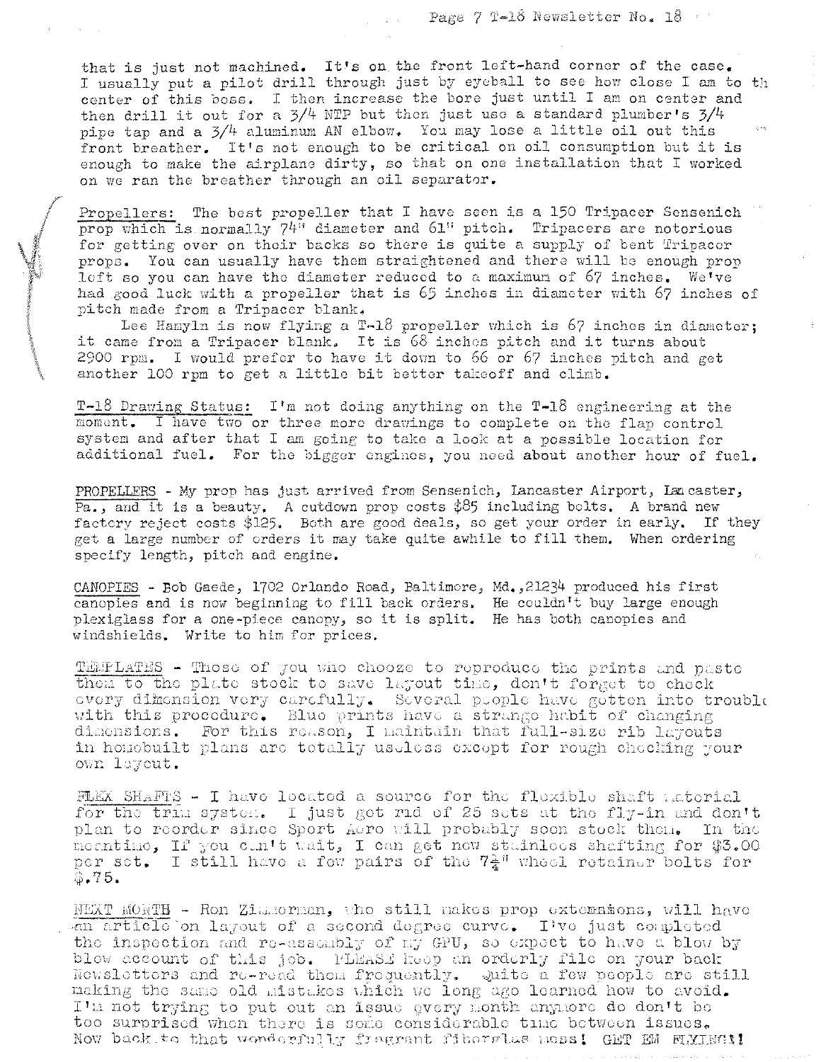that is just not machined. It's on the front left-hand corner of the case. I usually put a pilot drill through just by eyeball to see how close I am to th center of this boss. I then increase the bore just until I am on center and then drill it out for a 3/4 NTP but then just use a standard plumber's 3/4 pipe tap and a 3/4 aluminum AN elbow. You may lose a little oil out this front breather. It's not enough to be critical on oil consumption but it is enough to make the airplane dirty, so that on one installation that I worked on we ran the breather through an oil separator.

Propellers: The best propeller that I have seen is a 150 Tripacer Sensenich prop which is normally 74" diameter and 61" pitch. Tripacers are notorious for getting over on their backs so there is quite a supply of bent Tripacer props. You can usually have them straightened and there will be enough prop left so you can have the diameter reduced to a maximum of 67 inches. We've had good luck with a propeller that is 65 inches in diameter with 67 inches of pitch made from a Tripacer blank.

Lee Hamyln is now flying a T-18 propeller which is 67 inches in diameter; it came from a Tripacer blank. It is 68 inches pitch and it turns about 2900 rpm. I would prefer to have it down to 66 or 67 inches pitch and get another 100 rpm to get a little bit better takeoff and climb.

T-18 Drawing Status: I'm not doing anything on the T-18 engineering at the moment. I have two or three more drawings to complete on the flap control system and after that I am going to take a look at a possible location for additional fuel. For the bigger engines, you need about another hour of fuel.

PROPELLERS - My prop has just arrived from Sensenich, Lancaster Airport, Lancaster, Pa., and it is a beauty. A cutdown prop costs $85 including bolts. A brand new factory reject costs $125. Both are good deals, so get your order in early. If they get a large number of orders it may take quite awhile to fill them. When ordering specify length, pitch and engine.

CANOPIES - Bob Gaede, 1702 Orlando Road, Baltimore, Md.,21234 produced his first canopies and is now beginning to fill back orders. He couldn't buy large enough plexiglass for a one-piece canopy, so it is split. He has both canopies and windshields. Write to him for prices.

TEMPLATES - Those of you who chooze to reproduce the prints and paste them to the plate stock to save layout time, don't forget to check every dimension very carefully. Several people have gotten into trouble with this procedure. Blue prints have a strange habit of changing dimensions. For this reason, I maintain that full-size rib layouts in homebuilt plans are totally useless except for rough checking your own layout.

FLEX SHAFTS - I have located a source for the flexible shaft material for the trim system. I just got rid of 25 sets at the fly-in and don't plan to reorder since Sport Aero will probably soon stock them. In the meantime, If you can't wait, I can get new stainless shafting for $3.00 per set. I still have a few pairs of the 7¼" wheel retainer bolts for $.75.

NEXT MONTH - Ron Zimmerman, who still makes prop extensions, will have an article on layout of a second degree curve. I've just completed the inspection and re-assembly of my GPU, so expect to have a blow by blow account of this job. PLEASE keep an orderly file on your back Newsletters and re-read them frequently. Quite a few people are still making the same old mistakes which we long ago learned how to avoid. I'm not trying to put out an issue every month anymore do don't be too surprised when there is some considerable time between issues. Now back to that wonderfully fragrant fiberglas mess! GET EM FLYING!!